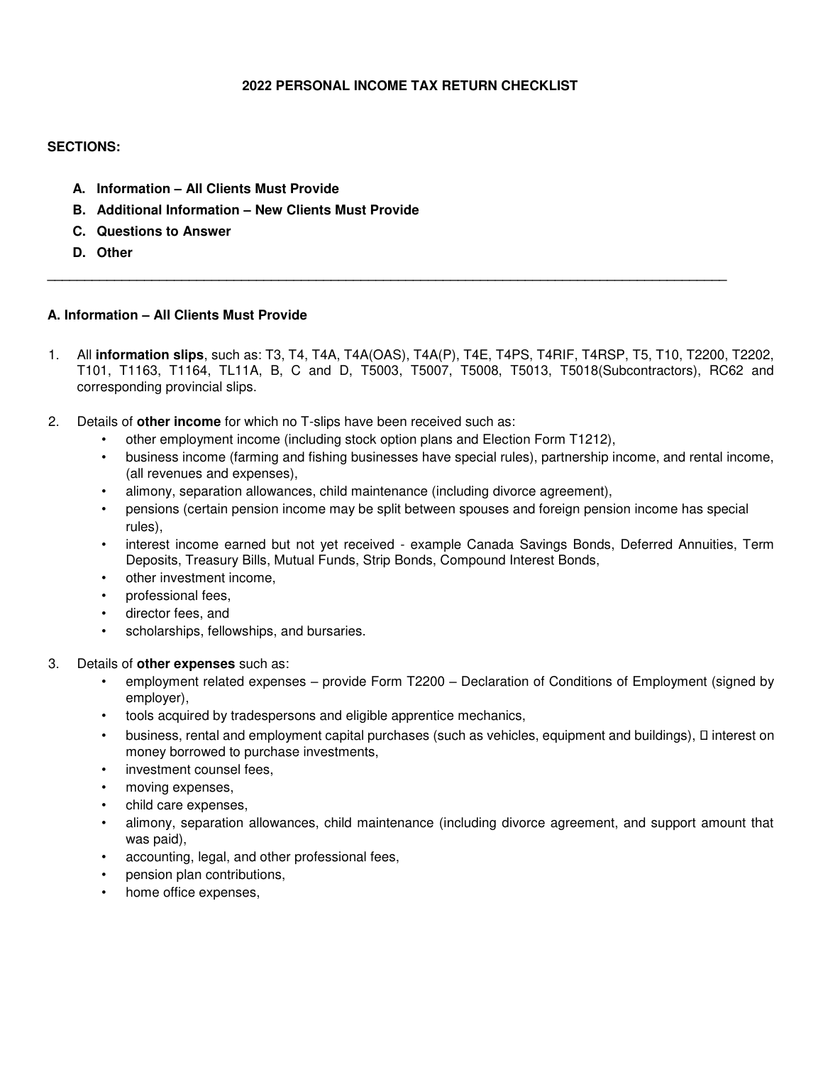# 2022 PERSONAL INCOME TAX RETURN CHECKLIST

**SECTIONS:**

- **A. Information – All Clients Must Provide**
- **B. Additional Information – New Clients Must Provide**
- **C. Questions to Answer**
- **D. Other**

---

## A. Information – All Clients Must Provide

1. All **information slips**, such as: T3, T4, T4A, T4A(OAS), T4A(P), T4E, T4PS, T4RIF, T4RSP, T5, T10, T2200, T2202, T101, T1163, T1164, TL11A, B, C and D, T5003, T5007, T5008, T5013, T5018(Subcontractors), RC62 and corresponding provincial slips.

2. Details of **other income** for which no T-slips have been received such as:
   - other employment income (including stock option plans and Election Form T1212),
   - business income (farming and fishing businesses have special rules), partnership income, and rental income, (all revenues and expenses),
   - alimony, separation allowances, child maintenance (including divorce agreement),
   - pensions (certain pension income may be split between spouses and foreign pension income has special rules),
   - interest income earned but not yet received - example Canada Savings Bonds, Deferred Annuities, Term Deposits, Treasury Bills, Mutual Funds, Strip Bonds, Compound Interest Bonds,
   - other investment income,
   - professional fees,
   - director fees, and
   - scholarships, fellowships, and bursaries.

3. Details of **other expenses** such as:
   - employment related expenses – provide Form T2200 – Declaration of Conditions of Employment (signed by employer),
   - tools acquired by tradespersons and eligible apprentice mechanics,
   - business, rental and employment capital purchases (such as vehicles, equipment and buildings),  interest on money borrowed to purchase investments,
   - investment counsel fees,
   - moving expenses,
   - child care expenses,
   - alimony, separation allowances, child maintenance (including divorce agreement, and support amount that was paid),
   - accounting, legal, and other professional fees,
   - pension plan contributions,
   - home office expenses,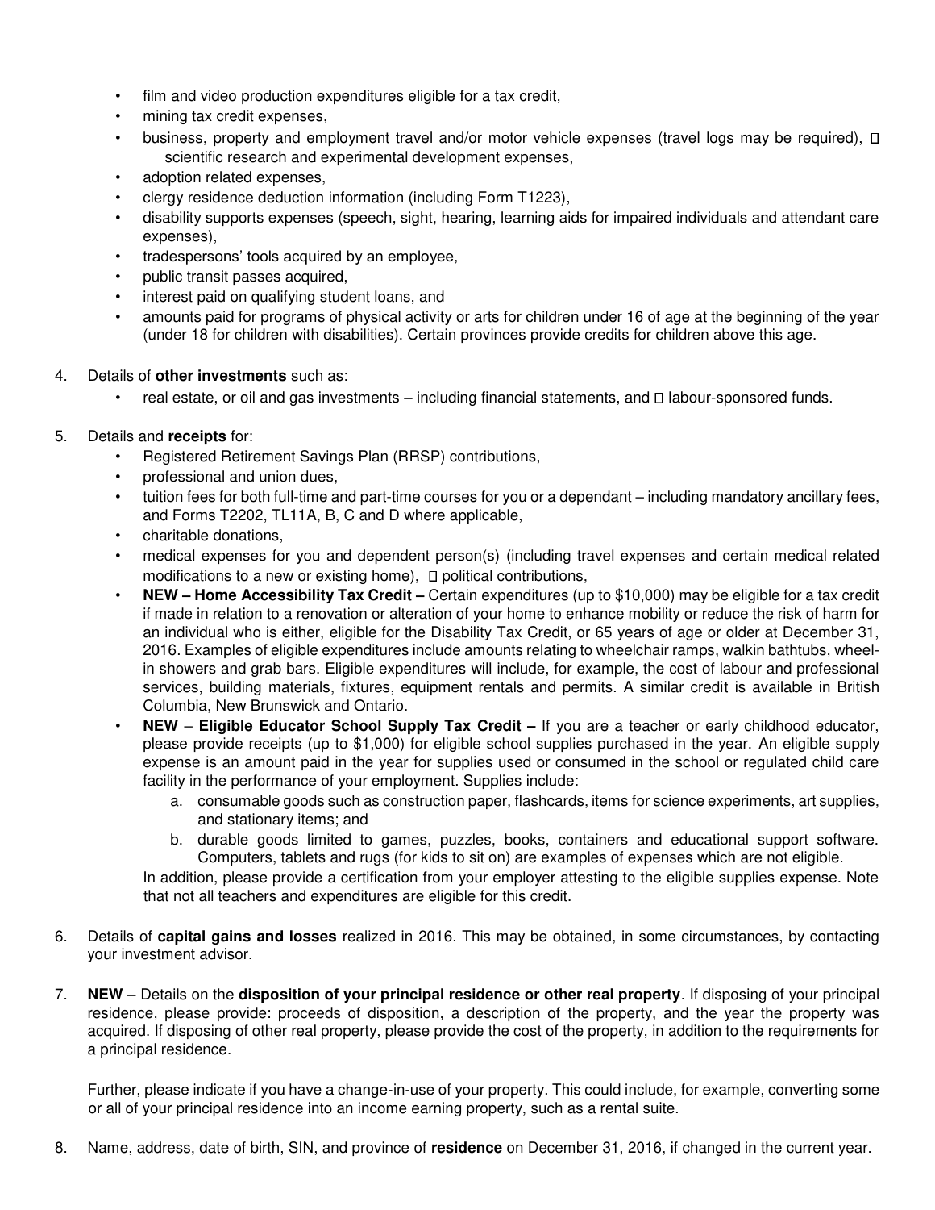- film and video production expenditures eligible for a tax credit,
- mining tax credit expenses,
- business, property and employment travel and/or motor vehicle expenses (travel logs may be required),
- scientific research and experimental development expenses,
- adoption related expenses,
- clergy residence deduction information (including Form T1223),
- disability supports expenses (speech, sight, hearing, learning aids for impaired individuals and attendant care expenses),
- tradespersons' tools acquired by an employee,
- public transit passes acquired,
- interest paid on qualifying student loans, and
- amounts paid for programs of physical activity or arts for children under 16 of age at the beginning of the year (under 18 for children with disabilities). Certain provinces provide credits for children above this age.

4. Details of **other investments** such as:
   - real estate, or oil and gas investments – including financial statements, and
   - labour-sponsored funds.

5. Details and **receipts** for:
   - Registered Retirement Savings Plan (RRSP) contributions,
   - professional and union dues,
   - tuition fees for both full-time and part-time courses for you or a dependant – including mandatory ancillary fees, and Forms T2202, TL11A, B, C and D where applicable,
   - charitable donations,
   - medical expenses for you and dependent person(s) (including travel expenses and certain medical related modifications to a new or existing home),
   - political contributions,
   - **NEW – Home Accessibility Tax Credit –** Certain expenditures (up to $10,000) may be eligible for a tax credit if made in relation to a renovation or alteration of your home to enhance mobility or reduce the risk of harm for an individual who is either, eligible for the Disability Tax Credit, or 65 years of age or older at December 31, 2016. Examples of eligible expenditures include amounts relating to wheelchair ramps, walkin bathtubs, wheel-in showers and grab bars. Eligible expenditures will include, for example, the cost of labour and professional services, building materials, fixtures, equipment rentals and permits. A similar credit is available in British Columbia, New Brunswick and Ontario.
   - **NEW – Eligible Educator School Supply Tax Credit –** If you are a teacher or early childhood educator, please provide receipts (up to $1,000) for eligible school supplies purchased in the year. An eligible supply expense is an amount paid in the year for supplies used or consumed in the school or regulated child care facility in the performance of your employment. Supplies include:
     a. consumable goods such as construction paper, flashcards, items for science experiments, art supplies, and stationary items; and
     b. durable goods limited to games, puzzles, books, containers and educational support software. Computers, tablets and rugs (for kids to sit on) are examples of expenses which are not eligible.

     In addition, please provide a certification from your employer attesting to the eligible supplies expense. Note that not all teachers and expenditures are eligible for this credit.

6. Details of **capital gains and losses** realized in 2016. This may be obtained, in some circumstances, by contacting your investment advisor.

7. **NEW** – Details on the **disposition of your principal residence or other real property**. If disposing of your principal residence, please provide: proceeds of disposition, a description of the property, and the year the property was acquired. If disposing of other real property, please provide the cost of the property, in addition to the requirements for a principal residence.

   Further, please indicate if you have a change-in-use of your property. This could include, for example, converting some or all of your principal residence into an income earning property, such as a rental suite.

8. Name, address, date of birth, SIN, and province of **residence** on December 31, 2016, if changed in the current year.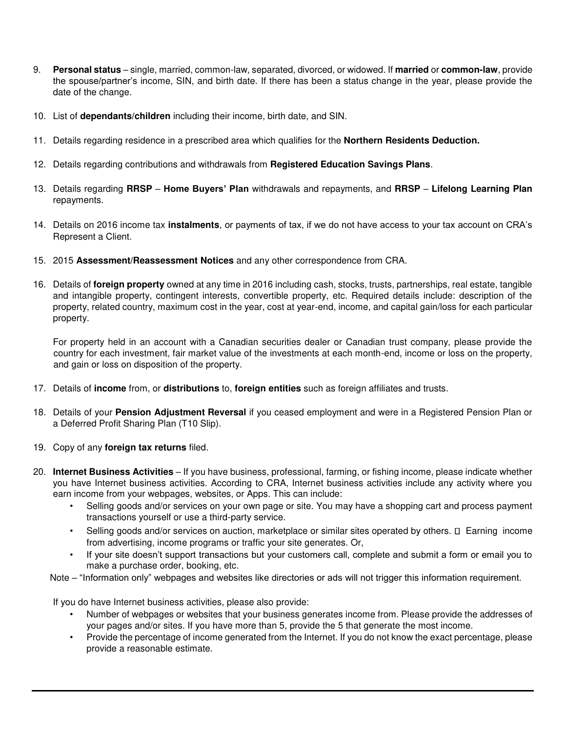9. **Personal status** – single, married, common-law, separated, divorced, or widowed. If **married** or **common-law**, provide the spouse/partner's income, SIN, and birth date. If there has been a status change in the year, please provide the date of the change.

10. List of **dependants/children** including their income, birth date, and SIN.

11. Details regarding residence in a prescribed area which qualifies for the **Northern Residents Deduction.**

12. Details regarding contributions and withdrawals from **Registered Education Savings Plans**.

13. Details regarding **RRSP** – **Home Buyers' Plan** withdrawals and repayments, and **RRSP** – **Lifelong Learning Plan** repayments.

14. Details on 2016 income tax **instalments**, or payments of tax, if we do not have access to your tax account on CRA's Represent a Client.

15. 2015 **Assessment/Reassessment Notices** and any other correspondence from CRA.

16. Details of **foreign property** owned at any time in 2016 including cash, stocks, trusts, partnerships, real estate, tangible and intangible property, contingent interests, convertible property, etc. Required details include: description of the property, related country, maximum cost in the year, cost at year-end, income, and capital gain/loss for each particular property.

    For property held in an account with a Canadian securities dealer or Canadian trust company, please provide the country for each investment, fair market value of the investments at each month-end, income or loss on the property, and gain or loss on disposition of the property.

17. Details of **income** from, or **distributions** to, **foreign entities** such as foreign affiliates and trusts.

18. Details of your **Pension Adjustment Reversal** if you ceased employment and were in a Registered Pension Plan or a Deferred Profit Sharing Plan (T10 Slip).

19. Copy of any **foreign tax returns** filed.

20. **Internet Business Activities** – If you have business, professional, farming, or fishing income, please indicate whether you have Internet business activities. According to CRA, Internet business activities include any activity where you earn income from your webpages, websites, or Apps. This can include:
    - Selling goods and/or services on your own page or site. You may have a shopping cart and process payment transactions yourself or use a third-party service.
    - Selling goods and/or services on auction, marketplace or similar sites operated by others.
    - Earning income from advertising, income programs or traffic your site generates. Or,
    - If your site doesn't support transactions but your customers call, complete and submit a form or email you to make a purchase order, booking, etc.

    Note – "Information only" webpages and websites like directories or ads will not trigger this information requirement.

    If you do have Internet business activities, please also provide:
    - Number of webpages or websites that your business generates income from. Please provide the addresses of your pages and/or sites. If you have more than 5, provide the 5 that generate the most income.
    - Provide the percentage of income generated from the Internet. If you do not know the exact percentage, please provide a reasonable estimate.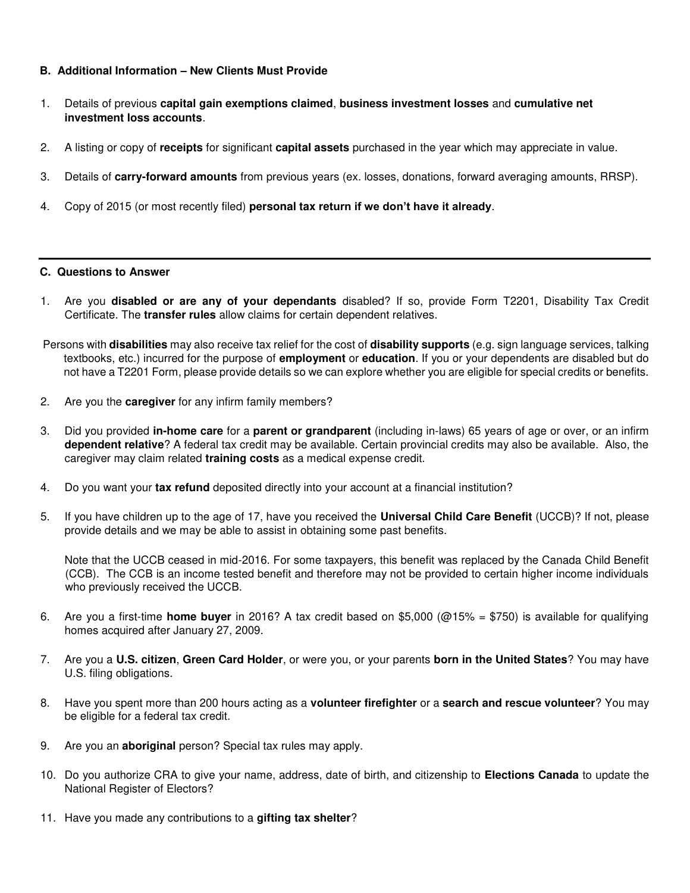### B. Additional Information – New Clients Must Provide

1. Details of previous **capital gain exemptions claimed**, **business investment losses** and **cumulative net investment loss accounts**.

2. A listing or copy of **receipts** for significant **capital assets** purchased in the year which may appreciate in value.

3. Details of **carry-forward amounts** from previous years (ex. losses, donations, forward averaging amounts, RRSP).

4. Copy of 2015 (or most recently filed) **personal tax return if we don't have it already**.

---

### C. Questions to Answer

1. Are you **disabled or are any of your dependants** disabled? If so, provide Form T2201, Disability Tax Credit Certificate. The **transfer rules** allow claims for certain dependent relatives.

   Persons with **disabilities** may also receive tax relief for the cost of **disability supports** (e.g. sign language services, talking textbooks, etc.) incurred for the purpose of **employment** or **education**. If you or your dependents are disabled but do not have a T2201 Form, please provide details so we can explore whether you are eligible for special credits or benefits.

2. Are you the **caregiver** for any infirm family members?

3. Did you provided **in-home care** for a **parent or grandparent** (including in-laws) 65 years of age or over, or an infirm **dependent relative**? A federal tax credit may be available. Certain provincial credits may also be available. Also, the caregiver may claim related **training costs** as a medical expense credit.

4. Do you want your **tax refund** deposited directly into your account at a financial institution?

5. If you have children up to the age of 17, have you received the **Universal Child Care Benefit** (UCCB)? If not, please provide details and we may be able to assist in obtaining some past benefits.

   Note that the UCCB ceased in mid-2016. For some taxpayers, this benefit was replaced by the Canada Child Benefit (CCB). The CCB is an income tested benefit and therefore may not be provided to certain higher income individuals who previously received the UCCB.

6. Are you a first-time **home buyer** in 2016? A tax credit based on $5,000 (@15% = $750) is available for qualifying homes acquired after January 27, 2009.

7. Are you a **U.S. citizen**, **Green Card Holder**, or were you, or your parents **born in the United States**? You may have U.S. filing obligations.

8. Have you spent more than 200 hours acting as a **volunteer firefighter** or a **search and rescue volunteer**? You may be eligible for a federal tax credit.

9. Are you an **aboriginal** person? Special tax rules may apply.

10. Do you authorize CRA to give your name, address, date of birth, and citizenship to **Elections Canada** to update the National Register of Electors?

11. Have you made any contributions to a **gifting tax shelter**?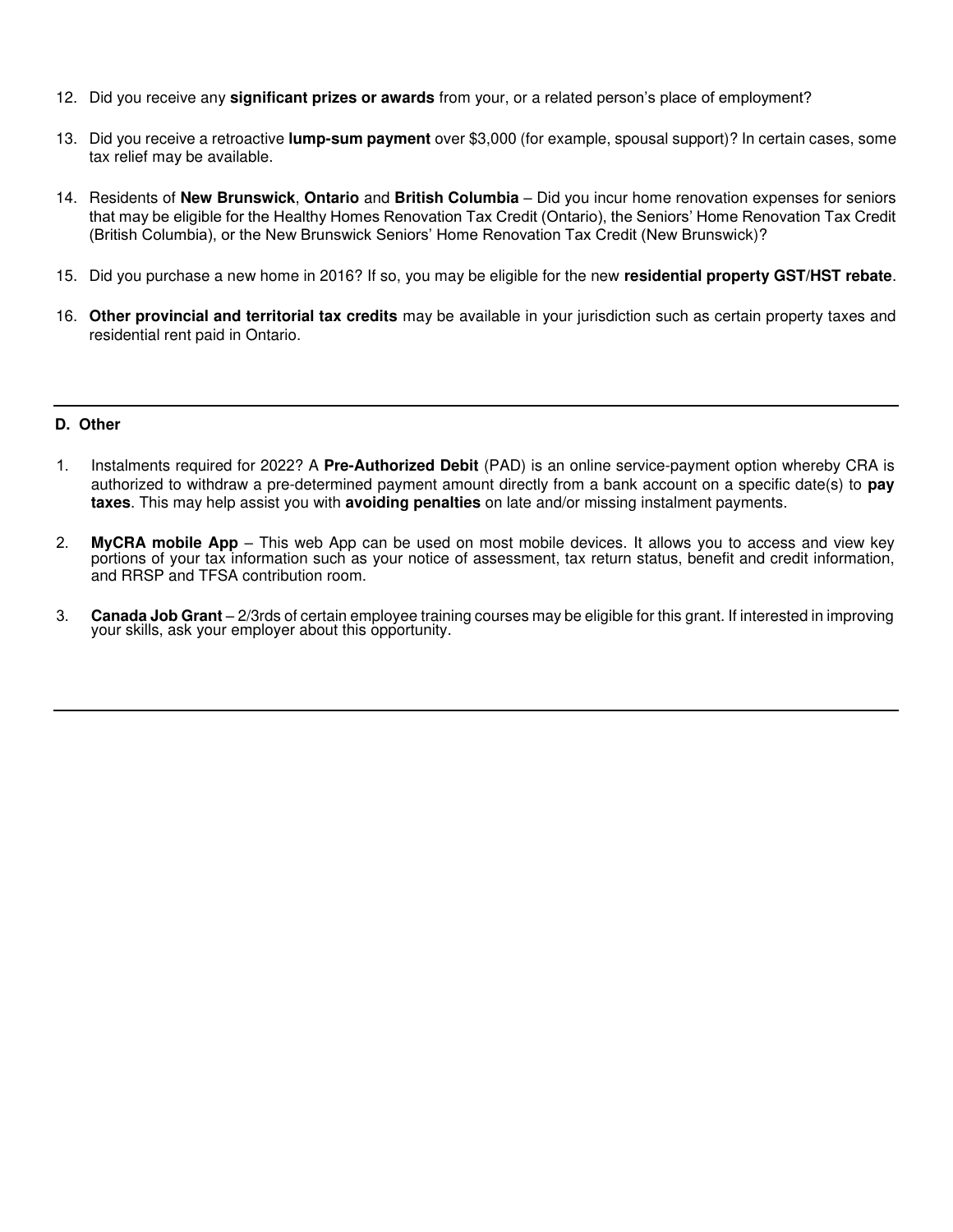12. Did you receive any **significant prizes or awards** from your, or a related person's place of employment?

13. Did you receive a retroactive **lump-sum payment** over $3,000 (for example, spousal support)? In certain cases, some tax relief may be available.

14. Residents of **New Brunswick**, **Ontario** and **British Columbia** – Did you incur home renovation expenses for seniors that may be eligible for the Healthy Homes Renovation Tax Credit (Ontario), the Seniors' Home Renovation Tax Credit (British Columbia), or the New Brunswick Seniors' Home Renovation Tax Credit (New Brunswick)?

15. Did you purchase a new home in 2016? If so, you may be eligible for the new **residential property GST/HST rebate**.

16. **Other provincial and territorial tax credits** may be available in your jurisdiction such as certain property taxes and residential rent paid in Ontario.

---

#### D. Other

1. Instalments required for 2022? A **Pre-Authorized Debit** (PAD) is an online service-payment option whereby CRA is authorized to withdraw a pre-determined payment amount directly from a bank account on a specific date(s) to **pay taxes**. This may help assist you with **avoiding penalties** on late and/or missing instalment payments.

2. **MyCRA mobile App** – This web App can be used on most mobile devices. It allows you to access and view key portions of your tax information such as your notice of assessment, tax return status, benefit and credit information, and RRSP and TFSA contribution room.

3. **Canada Job Grant** – 2/3rds of certain employee training courses may be eligible for this grant. If interested in improving your skills, ask your employer about this opportunity.

---